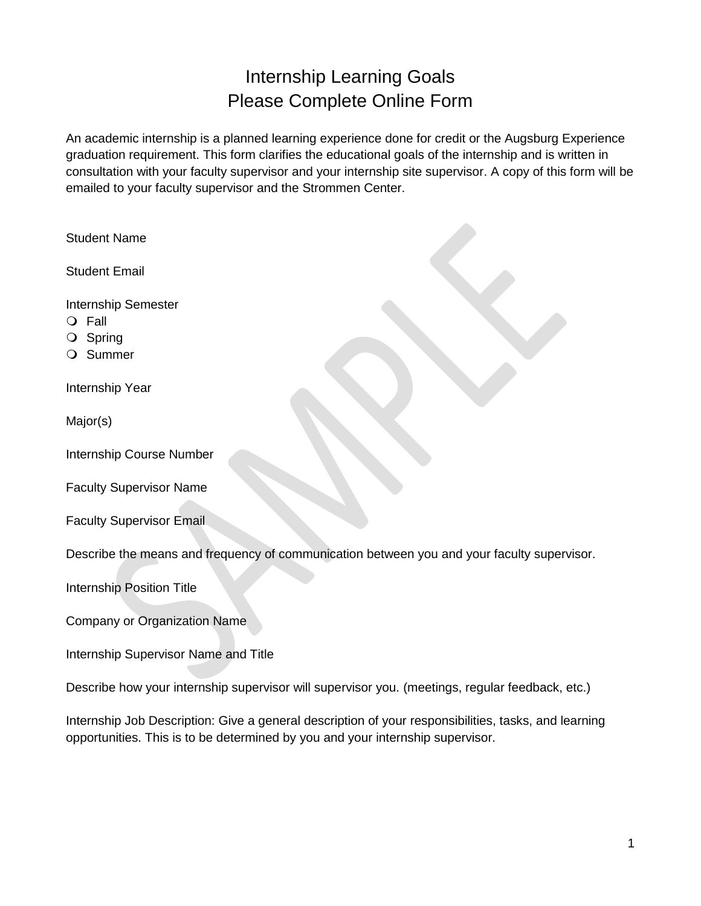# Internship Learning Goals
# Please Complete Online Form

An academic internship is a planned learning experience done for credit or the Augsburg Experience graduation requirement. This form clarifies the educational goals of the internship and is written in consultation with your faculty supervisor and your internship site supervisor. A copy of this form will be emailed to your faculty supervisor and the Strommen Center.

Student Name

Student Email

Internship Semester

- ❍ Fall
- ❍ Spring
- ❍ Summer

Internship Year

Major(s)

Internship Course Number

Faculty Supervisor Name

Faculty Supervisor Email

Describe the means and frequency of communication between you and your faculty supervisor.

Internship Position Title

Company or Organization Name

Internship Supervisor Name and Title

Describe how your internship supervisor will supervise you. (meetings, regular feedback, etc.)

Internship Job Description: Give a general description of your responsibilities, tasks, and learning opportunities. This is to be determined by you and your internship supervisor.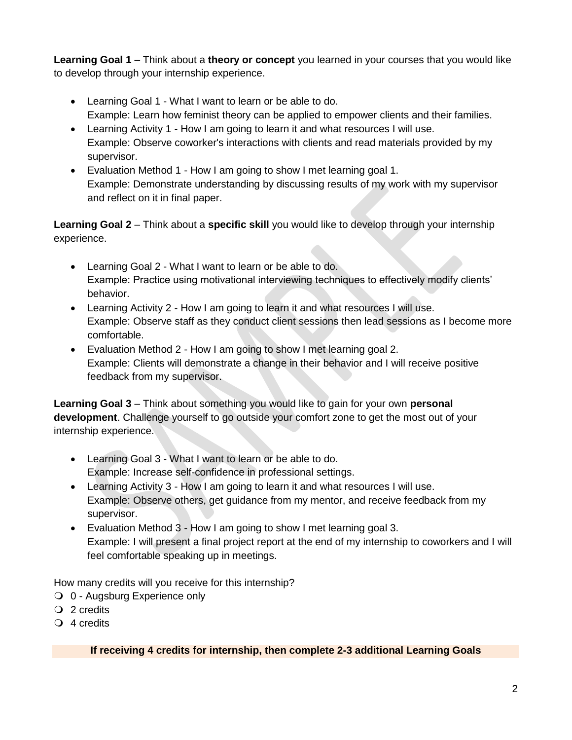**Learning Goal 1** – Think about a **theory or concept** you learned in your courses that you would like to develop through your internship experience.

- Learning Goal 1 - What I want to learn or be able to do.
  Example: Learn how feminist theory can be applied to empower clients and their families.
- Learning Activity 1 - How I am going to learn it and what resources I will use.
  Example: Observe coworker's interactions with clients and read materials provided by my supervisor.
- Evaluation Method 1 - How I am going to show I met learning goal 1.
  Example: Demonstrate understanding by discussing results of my work with my supervisor and reflect on it in final paper.

**Learning Goal 2** – Think about a **specific skill** you would like to develop through your internship experience.

- Learning Goal 2 - What I want to learn or be able to do.
  Example: Practice using motivational interviewing techniques to effectively modify clients' behavior.
- Learning Activity 2 - How I am going to learn it and what resources I will use.
  Example: Observe staff as they conduct client sessions then lead sessions as I become more comfortable.
- Evaluation Method 2 - How I am going to show I met learning goal 2.
  Example: Clients will demonstrate a change in their behavior and I will receive positive feedback from my supervisor.

**Learning Goal 3** – Think about something you would like to gain for your own **personal development**. Challenge yourself to go outside your comfort zone to get the most out of your internship experience.

- Learning Goal 3 - What I want to learn or be able to do.
  Example: Increase self-confidence in professional settings.
- Learning Activity 3 - How I am going to learn it and what resources I will use.
  Example: Observe others, get guidance from my mentor, and receive feedback from my supervisor.
- Evaluation Method 3 - How I am going to show I met learning goal 3.
  Example: I will present a final project report at the end of my internship to coworkers and I will feel comfortable speaking up in meetings.

How many credits will you receive for this internship?

- ❍ 0 - Augsburg Experience only
- ❍ 2 credits
- ❍ 4 credits

**If receiving 4 credits for internship, then complete 2-3 additional Learning Goals**